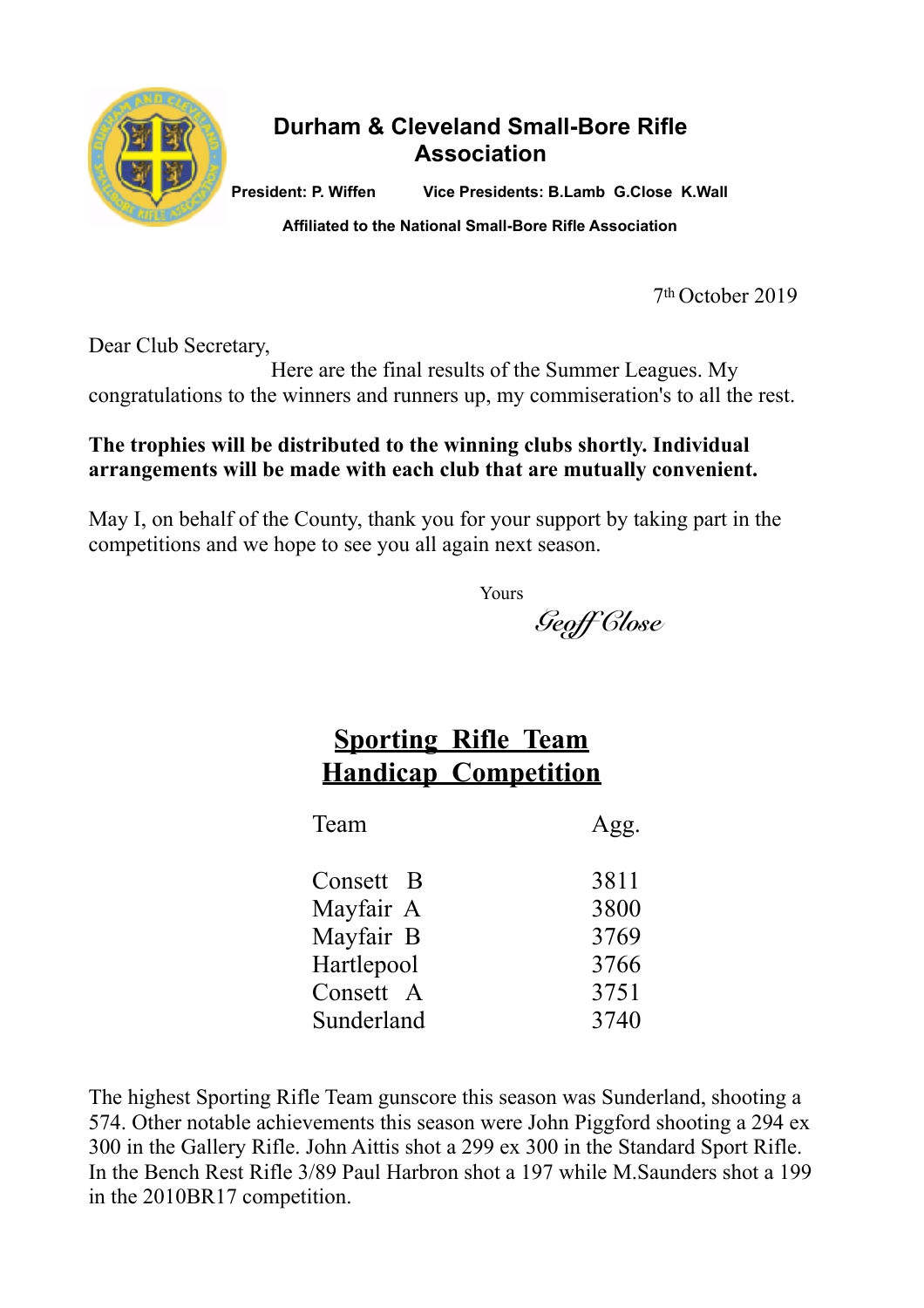# Durham & Cleveland Small-Bore Rifle Association

**President: P. Wiffen** **Vice Presidents: B.Lamb G.Close K.Wall**

**Affiliated to the National Small-Bore Rifle Association**

7th October 2019

Dear Club Secretary,

Here are the final results of the Summer Leagues. My congratulations to the winners and runners up, my commiseration's to all the rest.

**The trophies will be distributed to the winning clubs shortly. Individual arrangements will be made with each club that are mutually convenient.**

May I, on behalf of the County, thank you for your support by taking part in the competitions and we hope to see you all again next season.

Yours

*Geoff Close*

## Sporting Rifle Team Handicap Competition

| Team | Agg. |
|---|---|
| Consett B | 3811 |
| Mayfair A | 3800 |
| Mayfair B | 3769 |
| Hartlepool | 3766 |
| Consett A | 3751 |
| Sunderland | 3740 |

The highest Sporting Rifle Team gunscore this season was Sunderland, shooting a 574. Other notable achievements this season were John Piggford shooting a 294 ex 300 in the Gallery Rifle. John Aittis shot a 299 ex 300 in the Standard Sport Rifle. In the Bench Rest Rifle 3/89 Paul Harbron shot a 197 while M.Saunders shot a 199 in the 2010BR17 competition.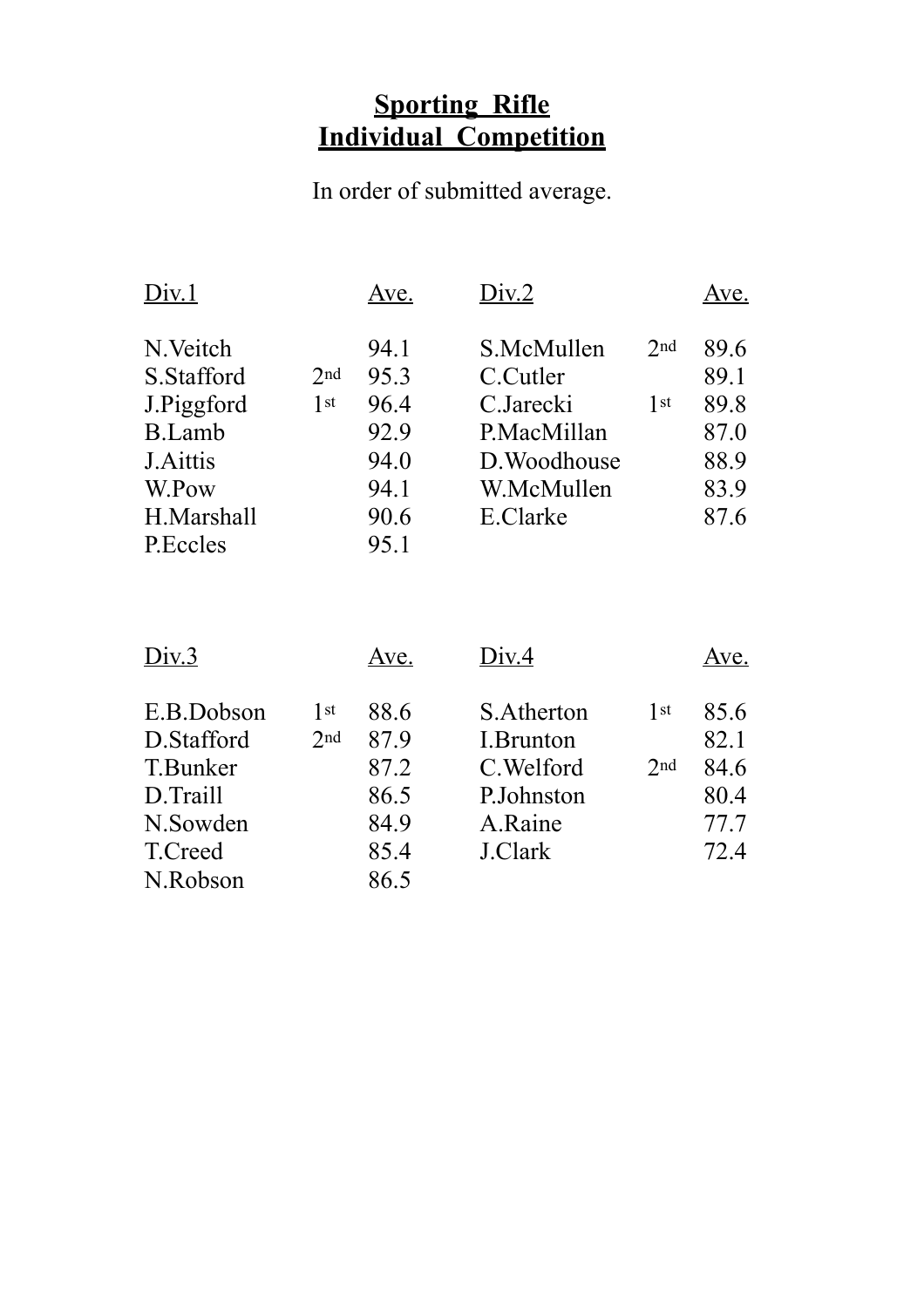# Sporting Rifle
# Individual Competition

In order of submitted average.

| Div.1 | | Ave. |
|---|---|---|
| N.Veitch | | 94.1 |
| S.Stafford | 2nd | 95.3 |
| J.Piggford | 1st | 96.4 |
| B.Lamb | | 92.9 |
| J.Aittis | | 94.0 |
| W.Pow | | 94.1 |
| H.Marshall | | 90.6 |
| P.Eccles | | 95.1 |

| Div.2 | | Ave. |
|---|---|---|
| S.McMullen | 2nd | 89.6 |
| C.Cutler | | 89.1 |
| C.Jarecki | 1st | 89.8 |
| P.MacMillan | | 87.0 |
| D.Woodhouse | | 88.9 |
| W.McMullen | | 83.9 |
| E.Clarke | | 87.6 |

| Div.3 | | Ave. |
|---|---|---|
| E.B.Dobson | 1st | 88.6 |
| D.Stafford | 2nd | 87.9 |
| T.Bunker | | 87.2 |
| D.Traill | | 86.5 |
| N.Sowden | | 84.9 |
| T.Creed | | 85.4 |
| N.Robson | | 86.5 |

| Div.4 | | Ave. |
|---|---|---|
| S.Atherton | 1st | 85.6 |
| I.Brunton | | 82.1 |
| C.Welford | 2nd | 84.6 |
| P.Johnston | | 80.4 |
| A.Raine | | 77.7 |
| J.Clark | | 72.4 |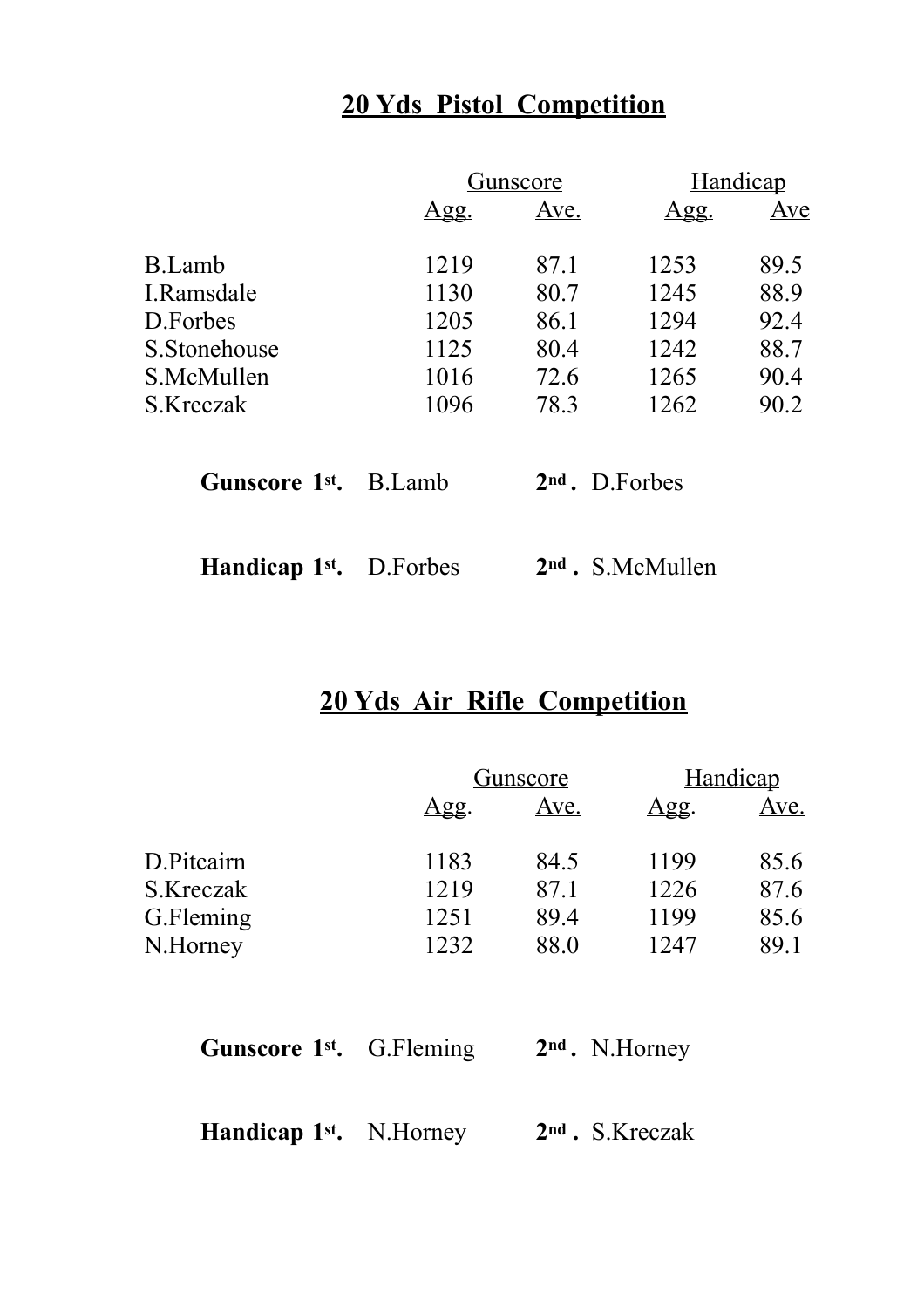## 20 Yds Pistol Competition

| | Gunscore | | Handicap | |
|---|---|---|---|---|
| | Agg. | Ave. | Agg. | Ave |
| B.Lamb | 1219 | 87.1 | 1253 | 89.5 |
| I.Ramsdale | 1130 | 80.7 | 1245 | 88.9 |
| D.Forbes | 1205 | 86.1 | 1294 | 92.4 |
| S.Stonehouse | 1125 | 80.4 | 1242 | 88.7 |
| S.McMullen | 1016 | 72.6 | 1265 | 90.4 |
| S.Kreczak | 1096 | 78.3 | 1262 | 90.2 |

**Gunscore 1st.** B.Lamb **2nd .** D.Forbes

**Handicap 1st.** D.Forbes **2nd .** S.McMullen

## 20 Yds Air Rifle Competition

| | Gunscore | | Handicap | |
|---|---|---|---|---|
| | Agg. | Ave. | Agg. | Ave. |
| D.Pitcairn | 1183 | 84.5 | 1199 | 85.6 |
| S.Kreczak | 1219 | 87.1 | 1226 | 87.6 |
| G.Fleming | 1251 | 89.4 | 1199 | 85.6 |
| N.Horney | 1232 | 88.0 | 1247 | 89.1 |

**Gunscore 1st.** G.Fleming **2nd .** N.Horney

**Handicap 1st.** N.Horney **2nd .** S.Kreczak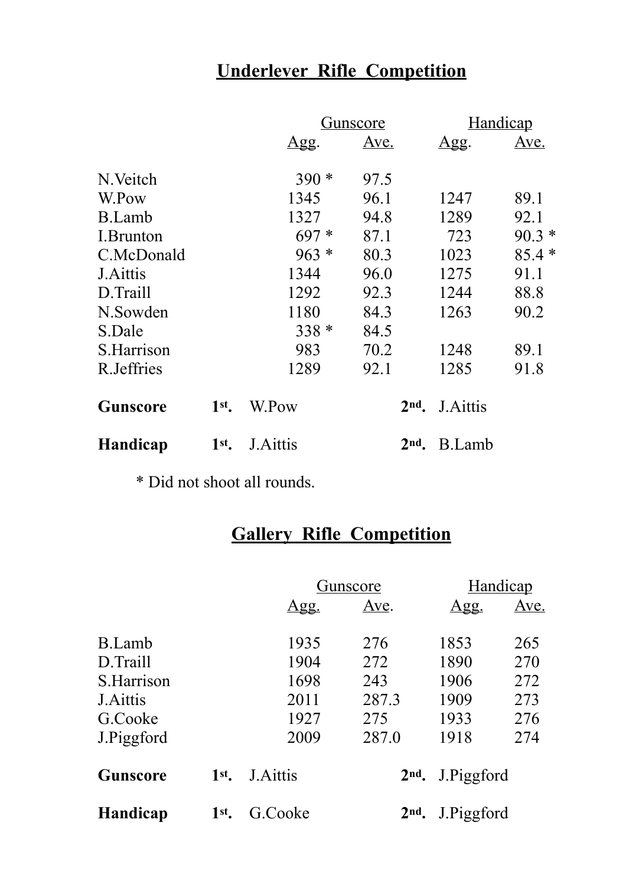## Underlever Rifle Competition

| | Gunscore | | Handicap | |
|---|---|---|---|---|
| | Agg. | Ave. | Agg. | Ave. |
| N.Veitch | 390 * | 97.5 | | |
| W.Pow | 1345 | 96.1 | 1247 | 89.1 |
| B.Lamb | 1327 | 94.8 | 1289 | 92.1 |
| I.Brunton | 697 * | 87.1 | 723 | 90.3 * |
| C.McDonald | 963 * | 80.3 | 1023 | 85.4 * |
| J.Aittis | 1344 | 96.0 | 1275 | 91.1 |
| D.Traill | 1292 | 92.3 | 1244 | 88.8 |
| N.Sowden | 1180 | 84.3 | 1263 | 90.2 |
| S.Dale | 338 * | 84.5 | | |
| S.Harrison | 983 | 70.2 | 1248 | 89.1 |
| R.Jeffries | 1289 | 92.1 | 1285 | 91.8 |

**Gunscore** **1st.** W.Pow **2nd.** J.Aittis

**Handicap** **1st.** J.Aittis **2nd.** B.Lamb

\* Did not shoot all rounds.

## Gallery Rifle Competition

| | Gunscore | | Handicap | |
|---|---|---|---|---|
| | Agg. | Ave. | Agg. | Ave. |
| B.Lamb | 1935 | 276 | 1853 | 265 |
| D.Traill | 1904 | 272 | 1890 | 270 |
| S.Harrison | 1698 | 243 | 1906 | 272 |
| J.Aittis | 2011 | 287.3 | 1909 | 273 |
| G.Cooke | 1927 | 275 | 1933 | 276 |
| J.Piggford | 2009 | 287.0 | 1918 | 274 |

**Gunscore** **1st.** J.Aittis **2nd.** J.Piggford

**Handicap** **1st.** G.Cooke **2nd.** J.Piggford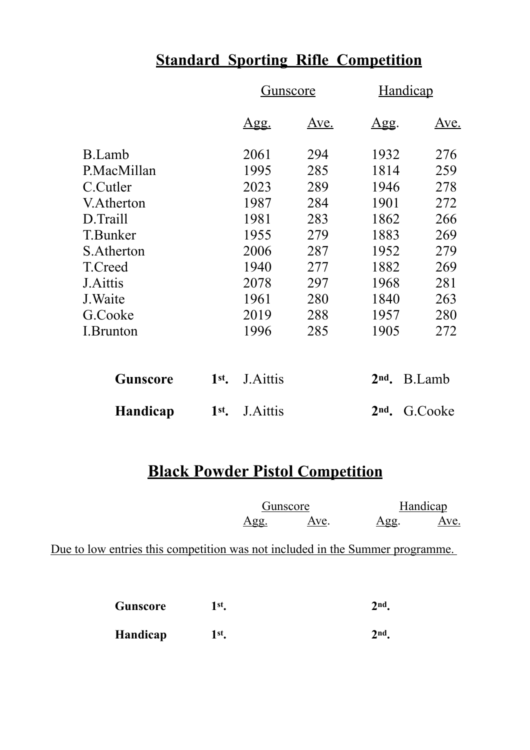## Standard Sporting Rifle Competition

| | Gunscore | | Handicap | |
|---|---|---|---|---|
| | Agg. | Ave. | Agg. | Ave. |
| B.Lamb | 2061 | 294 | 1932 | 276 |
| P.MacMillan | 1995 | 285 | 1814 | 259 |
| C.Cutler | 2023 | 289 | 1946 | 278 |
| V.Atherton | 1987 | 284 | 1901 | 272 |
| D.Traill | 1981 | 283 | 1862 | 266 |
| T.Bunker | 1955 | 279 | 1883 | 269 |
| S.Atherton | 2006 | 287 | 1952 | 279 |
| T.Creed | 1940 | 277 | 1882 | 269 |
| J.Aittis | 2078 | 297 | 1968 | 281 |
| J.Waite | 1961 | 280 | 1840 | 263 |
| G.Cooke | 2019 | 288 | 1957 | 280 |
| I.Brunton | 1996 | 285 | 1905 | 272 |

**Gunscore** **1st.** J.Aittis **2nd.** B.Lamb

**Handicap** **1st.** J.Aittis **2nd.** G.Cooke

## Black Powder Pistol Competition

| Gunscore | | Handicap | |
|---|---|---|---|
| Agg. | Ave. | Agg. | Ave. |

Due to low entries this competition was not included in the Summer programme.

**Gunscore** **1st.** **2nd.**

**Handicap** **1st.** **2nd.**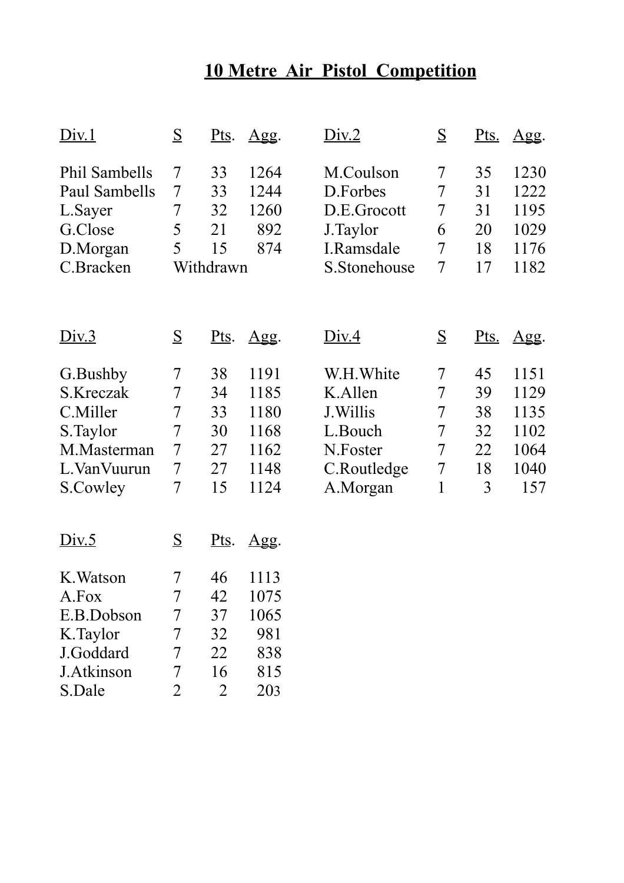# 10 Metre Air Pistol Competition

| Div.1 | S | Pts. | Agg. |
|---|---|---|---|
| Phil Sambells | 7 | 33 | 1264 |
| Paul Sambells | 7 | 33 | 1244 |
| L.Sayer | 7 | 32 | 1260 |
| G.Close | 5 | 21 | 892 |
| D.Morgan | 5 | 15 | 874 |
| C.Bracken | Withdrawn | | |

| Div.2 | S | Pts. | Agg. |
|---|---|---|---|
| M.Coulson | 7 | 35 | 1230 |
| D.Forbes | 7 | 31 | 1222 |
| D.E.Grocott | 7 | 31 | 1195 |
| J.Taylor | 6 | 20 | 1029 |
| I.Ramsdale | 7 | 18 | 1176 |
| S.Stonehouse | 7 | 17 | 1182 |

| Div.3 | S | Pts. | Agg. |
|---|---|---|---|
| G.Bushby | 7 | 38 | 1191 |
| S.Kreczak | 7 | 34 | 1185 |
| C.Miller | 7 | 33 | 1180 |
| S.Taylor | 7 | 30 | 1168 |
| M.Masterman | 7 | 27 | 1162 |
| L.VanVuurun | 7 | 27 | 1148 |
| S.Cowley | 7 | 15 | 1124 |

| Div.4 | S | Pts. | Agg. |
|---|---|---|---|
| W.H.White | 7 | 45 | 1151 |
| K.Allen | 7 | 39 | 1129 |
| J.Willis | 7 | 38 | 1135 |
| L.Bouch | 7 | 32 | 1102 |
| N.Foster | 7 | 22 | 1064 |
| C.Routledge | 7 | 18 | 1040 |
| A.Morgan | 1 | 3 | 157 |

| Div.5 | S | Pts. | Agg. |
|---|---|---|---|
| K.Watson | 7 | 46 | 1113 |
| A.Fox | 7 | 42 | 1075 |
| E.B.Dobson | 7 | 37 | 1065 |
| K.Taylor | 7 | 32 | 981 |
| J.Goddard | 7 | 22 | 838 |
| J.Atkinson | 7 | 16 | 815 |
| S.Dale | 2 | 2 | 203 |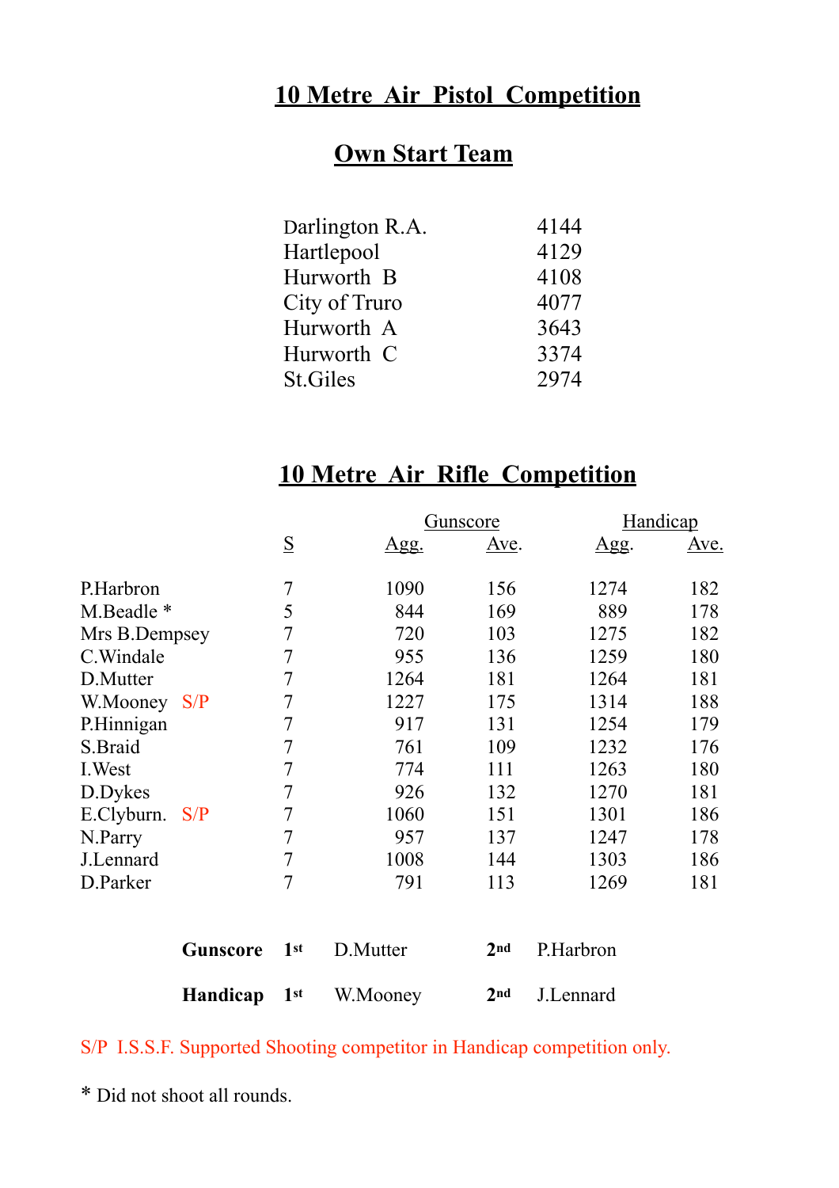# 10 Metre Air Pistol Competition

## Own Start Team

| | |
|---|---|
| Darlington R.A. | 4144 |
| Hartlepool | 4129 |
| Hurworth B | 4108 |
| City of Truro | 4077 |
| Hurworth A | 3643 |
| Hurworth C | 3374 |
| St.Giles | 2974 |

# 10 Metre Air Rifle Competition

| | | Gunscore | | Handicap | |
|---|---|---|---|---|---|
| | S | Agg. | Ave. | Agg. | Ave. |
| P.Harbron | 7 | 1090 | 156 | 1274 | 182 |
| M.Beadle * | 5 | 844 | 169 | 889 | 178 |
| Mrs B.Dempsey | 7 | 720 | 103 | 1275 | 182 |
| C.Windale | 7 | 955 | 136 | 1259 | 180 |
| D.Mutter | 7 | 1264 | 181 | 1264 | 181 |
| W.Mooney S/P | 7 | 1227 | 175 | 1314 | 188 |
| P.Hinnigan | 7 | 917 | 131 | 1254 | 179 |
| S.Braid | 7 | 761 | 109 | 1232 | 176 |
| I.West | 7 | 774 | 111 | 1263 | 180 |
| D.Dykes | 7 | 926 | 132 | 1270 | 181 |
| E.Clyburn. S/P | 7 | 1060 | 151 | 1301 | 186 |
| N.Parry | 7 | 957 | 137 | 1247 | 178 |
| J.Lennard | 7 | 1008 | 144 | 1303 | 186 |
| D.Parker | 7 | 791 | 113 | 1269 | 181 |

| | | | | |
|---|---|---|---|---|
| **Gunscore** | **1st** | D.Mutter | **2nd** | P.Harbron |
| **Handicap** | **1st** | W.Mooney | **2nd** | J.Lennard |

S/P I.S.S.F. Supported Shooting competitor in Handicap competition only.

* Did not shoot all rounds.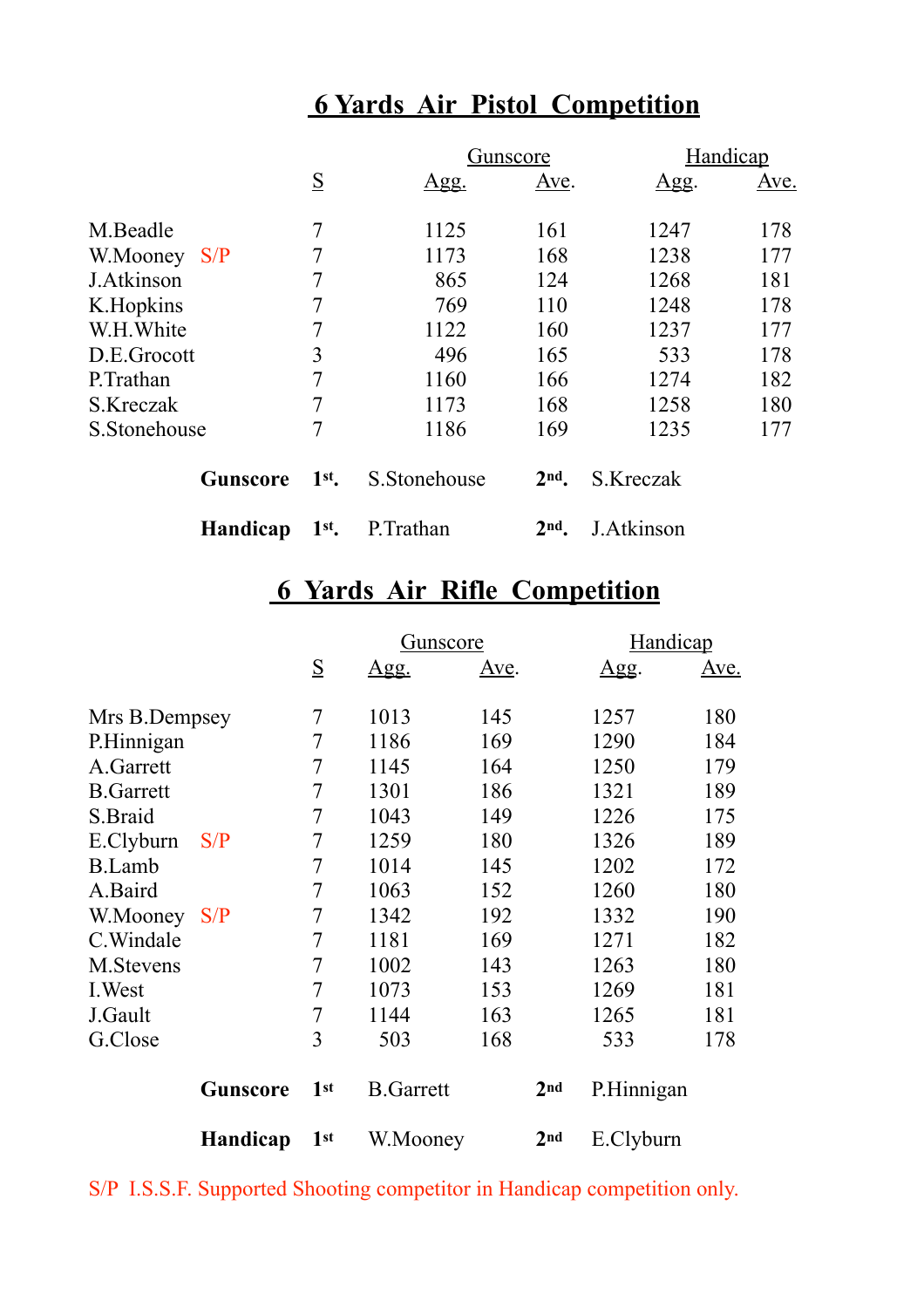## 6 Yards Air Pistol Competition

| | | Gunscore | | Handicap | |
|---|---|---|---|---|---|
| | S | Agg. | Ave. | Agg. | Ave. |
| M.Beadle | 7 | 1125 | 161 | 1247 | 178 |
| W.Mooney S/P | 7 | 1173 | 168 | 1238 | 177 |
| J.Atkinson | 7 | 865 | 124 | 1268 | 181 |
| K.Hopkins | 7 | 769 | 110 | 1248 | 178 |
| W.H.White | 7 | 1122 | 160 | 1237 | 177 |
| D.E.Grocott | 3 | 496 | 165 | 533 | 178 |
| P.Trathan | 7 | 1160 | 166 | 1274 | 182 |
| S.Kreczak | 7 | 1173 | 168 | 1258 | 180 |
| S.Stonehouse | 7 | 1186 | 169 | 1235 | 177 |

**Gunscore** **1st.** S.Stonehouse **2nd.** S.Kreczak

**Handicap** **1st.** P.Trathan **2nd.** J.Atkinson

## 6 Yards Air Rifle Competition

| | | Gunscore | | Handicap | |
|---|---|---|---|---|---|
| | S | Agg. | Ave. | Agg. | Ave. |
| Mrs B.Dempsey | 7 | 1013 | 145 | 1257 | 180 |
| P.Hinnigan | 7 | 1186 | 169 | 1290 | 184 |
| A.Garrett | 7 | 1145 | 164 | 1250 | 179 |
| B.Garrett | 7 | 1301 | 186 | 1321 | 189 |
| S.Braid | 7 | 1043 | 149 | 1226 | 175 |
| E.Clyburn S/P | 7 | 1259 | 180 | 1326 | 189 |
| B.Lamb | 7 | 1014 | 145 | 1202 | 172 |
| A.Baird | 7 | 1063 | 152 | 1260 | 180 |
| W.Mooney S/P | 7 | 1342 | 192 | 1332 | 190 |
| C.Windale | 7 | 1181 | 169 | 1271 | 182 |
| M.Stevens | 7 | 1002 | 143 | 1263 | 180 |
| I.West | 7 | 1073 | 153 | 1269 | 181 |
| J.Gault | 7 | 1144 | 163 | 1265 | 181 |
| G.Close | 3 | 503 | 168 | 533 | 178 |

**Gunscore** **1st** B.Garrett **2nd** P.Hinnigan

**Handicap** **1st** W.Mooney **2nd** E.Clyburn

S/P I.S.S.F. Supported Shooting competitor in Handicap competition only.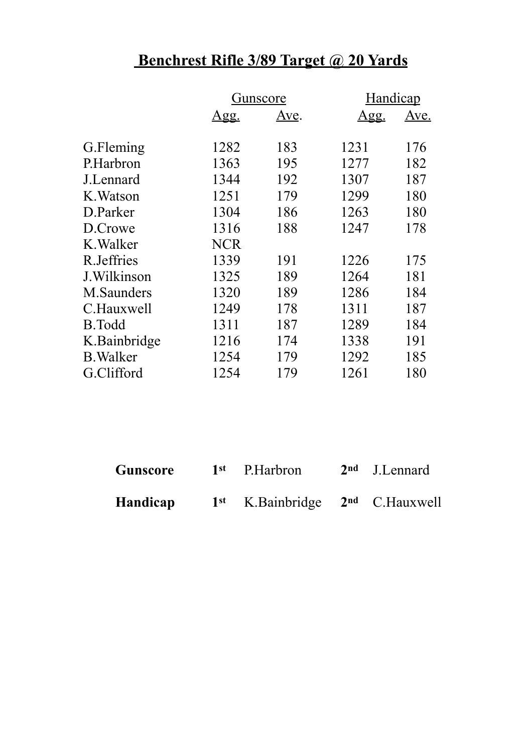# Benchrest Rifle 3/89 Target @ 20 Yards

| | Gunscore | | Handicap | |
|---|---|---|---|---|
| | Agg. | Ave. | Agg. | Ave. |
| G.Fleming | 1282 | 183 | 1231 | 176 |
| P.Harbron | 1363 | 195 | 1277 | 182 |
| J.Lennard | 1344 | 192 | 1307 | 187 |
| K.Watson | 1251 | 179 | 1299 | 180 |
| D.Parker | 1304 | 186 | 1263 | 180 |
| D.Crowe | 1316 | 188 | 1247 | 178 |
| K.Walker | NCR | | | |
| R.Jeffries | 1339 | 191 | 1226 | 175 |
| J.Wilkinson | 1325 | 189 | 1264 | 181 |
| M.Saunders | 1320 | 189 | 1286 | 184 |
| C.Hauxwell | 1249 | 178 | 1311 | 187 |
| B.Todd | 1311 | 187 | 1289 | 184 |
| K.Bainbridge | 1216 | 174 | 1338 | 191 |
| B.Walker | 1254 | 179 | 1292 | 185 |
| G.Clifford | 1254 | 179 | 1261 | 180 |

**Gunscore** **1st** P.Harbron **2nd** J.Lennard

**Handicap** **1st** K.Bainbridge **2nd** C.Hauxwell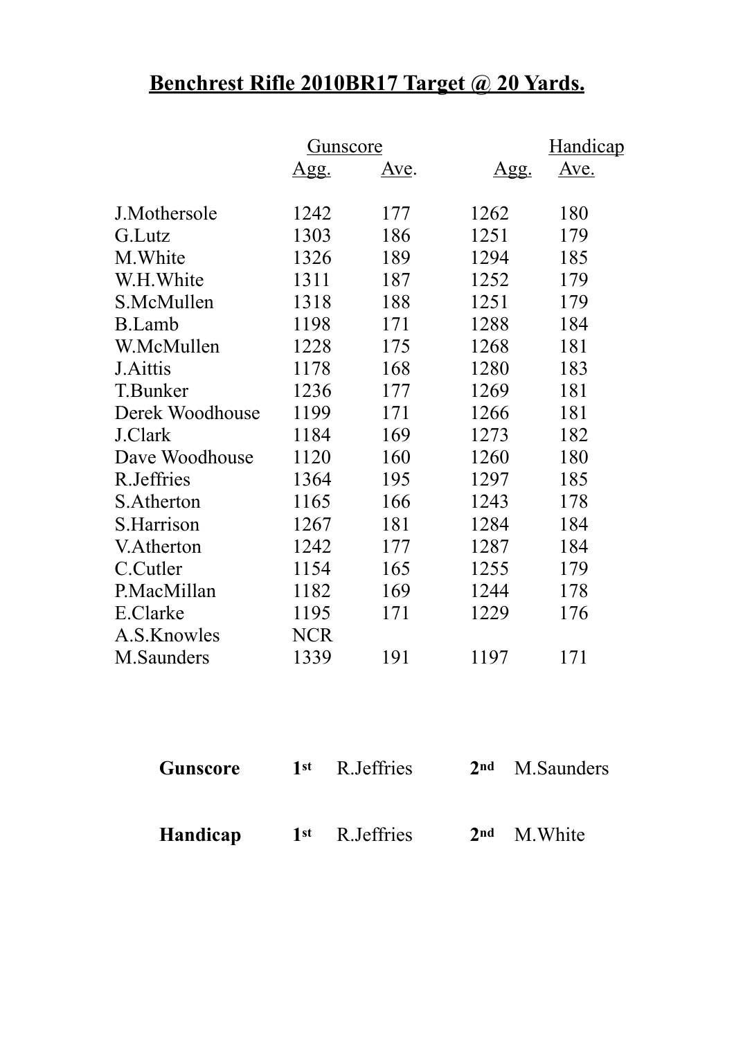# Benchrest Rifle 2010BR17 Target @ 20 Yards.

| | Gunscore | | Handicap | |
|---|---|---|---|---|
| | Agg. | Ave. | Agg. | Ave. |
| J.Mothersole | 1242 | 177 | 1262 | 180 |
| G.Lutz | 1303 | 186 | 1251 | 179 |
| M.White | 1326 | 189 | 1294 | 185 |
| W.H.White | 1311 | 187 | 1252 | 179 |
| S.McMullen | 1318 | 188 | 1251 | 179 |
| B.Lamb | 1198 | 171 | 1288 | 184 |
| W.McMullen | 1228 | 175 | 1268 | 181 |
| J.Aittis | 1178 | 168 | 1280 | 183 |
| T.Bunker | 1236 | 177 | 1269 | 181 |
| Derek Woodhouse | 1199 | 171 | 1266 | 181 |
| J.Clark | 1184 | 169 | 1273 | 182 |
| Dave Woodhouse | 1120 | 160 | 1260 | 180 |
| R.Jeffries | 1364 | 195 | 1297 | 185 |
| S.Atherton | 1165 | 166 | 1243 | 178 |
| S.Harrison | 1267 | 181 | 1284 | 184 |
| V.Atherton | 1242 | 177 | 1287 | 184 |
| C.Cutler | 1154 | 165 | 1255 | 179 |
| P.MacMillan | 1182 | 169 | 1244 | 178 |
| E.Clarke | 1195 | 171 | 1229 | 176 |
| A.S.Knowles | NCR | | | |
| M.Saunders | 1339 | 191 | 1197 | 171 |

**Gunscore** **1st** R.Jeffries **2nd** M.Saunders

**Handicap** **1st** R.Jeffries **2nd** M.White